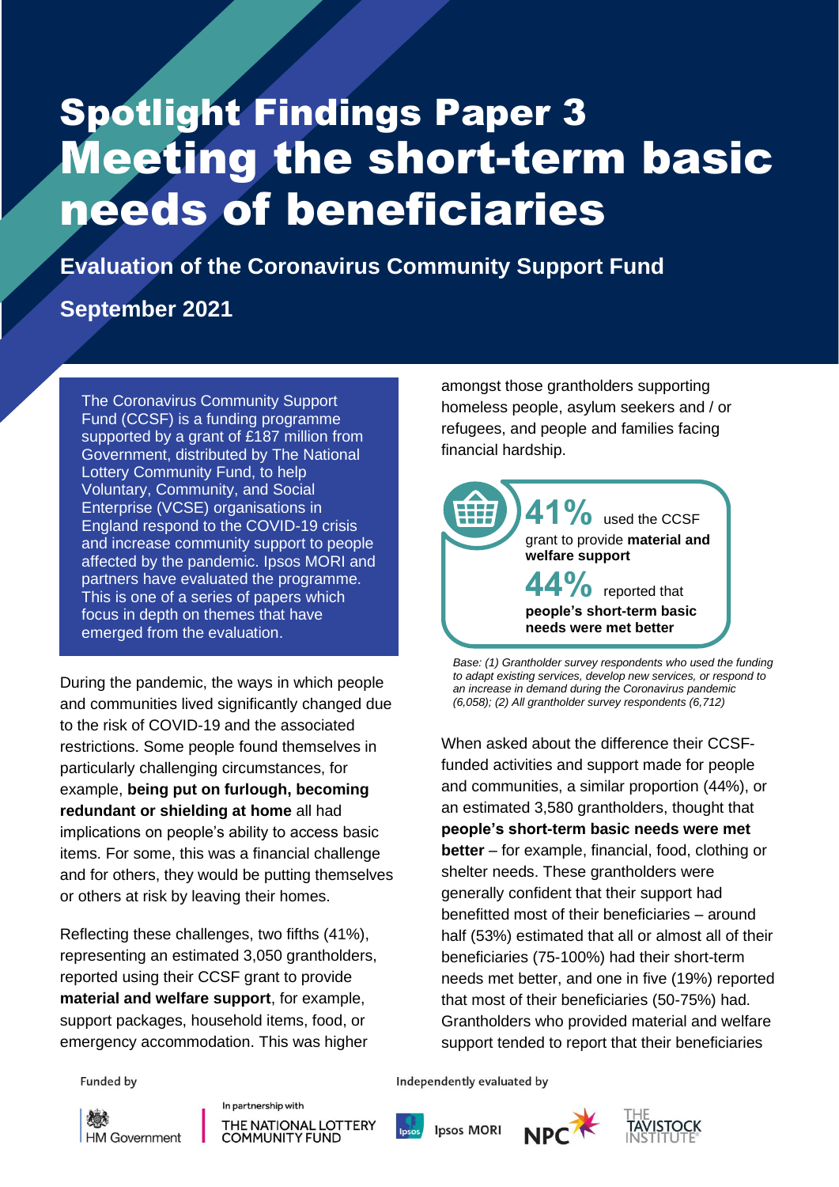# Spotlight Findings Paper 3
# Meeting the short-term basic needs of beneficiaries

**Evaluation of the Coronavirus Community Support Fund**

**September 2021**

The Coronavirus Community Support Fund (CCSF) is a funding programme supported by a grant of £187 million from Government, distributed by The National Lottery Community Fund, to help Voluntary, Community, and Social Enterprise (VCSE) organisations in England respond to the COVID-19 crisis and increase community support to people affected by the pandemic. Ipsos MORI and partners have evaluated the programme. This is one of a series of papers which focus in depth on themes that have emerged from the evaluation.

During the pandemic, the ways in which people and communities lived significantly changed due to the risk of COVID-19 and the associated restrictions. Some people found themselves in particularly challenging circumstances, for example, **being put on furlough, becoming redundant or shielding at home** all had implications on people's ability to access basic items. For some, this was a financial challenge and for others, they would be putting themselves or others at risk by leaving their homes.

Reflecting these challenges, two fifths (41%), representing an estimated 3,050 grantholders, reported using their CCSF grant to provide **material and welfare support**, for example, support packages, household items, food, or emergency accommodation. This was higher amongst those grantholders supporting homeless people, asylum seekers and / or refugees, and people and families facing financial hardship.

**41%** used the CCSF grant to provide **material and welfare support**

**44%** reported that **people's short-term basic needs were met better**

*Base: (1) Grantholder survey respondents who used the funding to adapt existing services, develop new services, or respond to an increase in demand during the Coronavirus pandemic (6,058); (2) All grantholder survey respondents (6,712)*

When asked about the difference their CCSF-funded activities and support made for people and communities, a similar proportion (44%), or an estimated 3,580 grantholders, thought that **people's short-term basic needs were met better** – for example, financial, food, clothing or shelter needs. These grantholders were generally confident that their support had benefitted most of their beneficiaries – around half (53%) estimated that all or almost all of their beneficiaries (75-100%) had their short-term needs met better, and one in five (19%) reported that most of their beneficiaries (50-75%) had. Grantholders who provided material and welfare support tended to report that their beneficiaries

Funded by HM Government, in partnership with The National Lottery Community Fund. Independently evaluated by Ipsos MORI, NPC, The Tavistock Institute.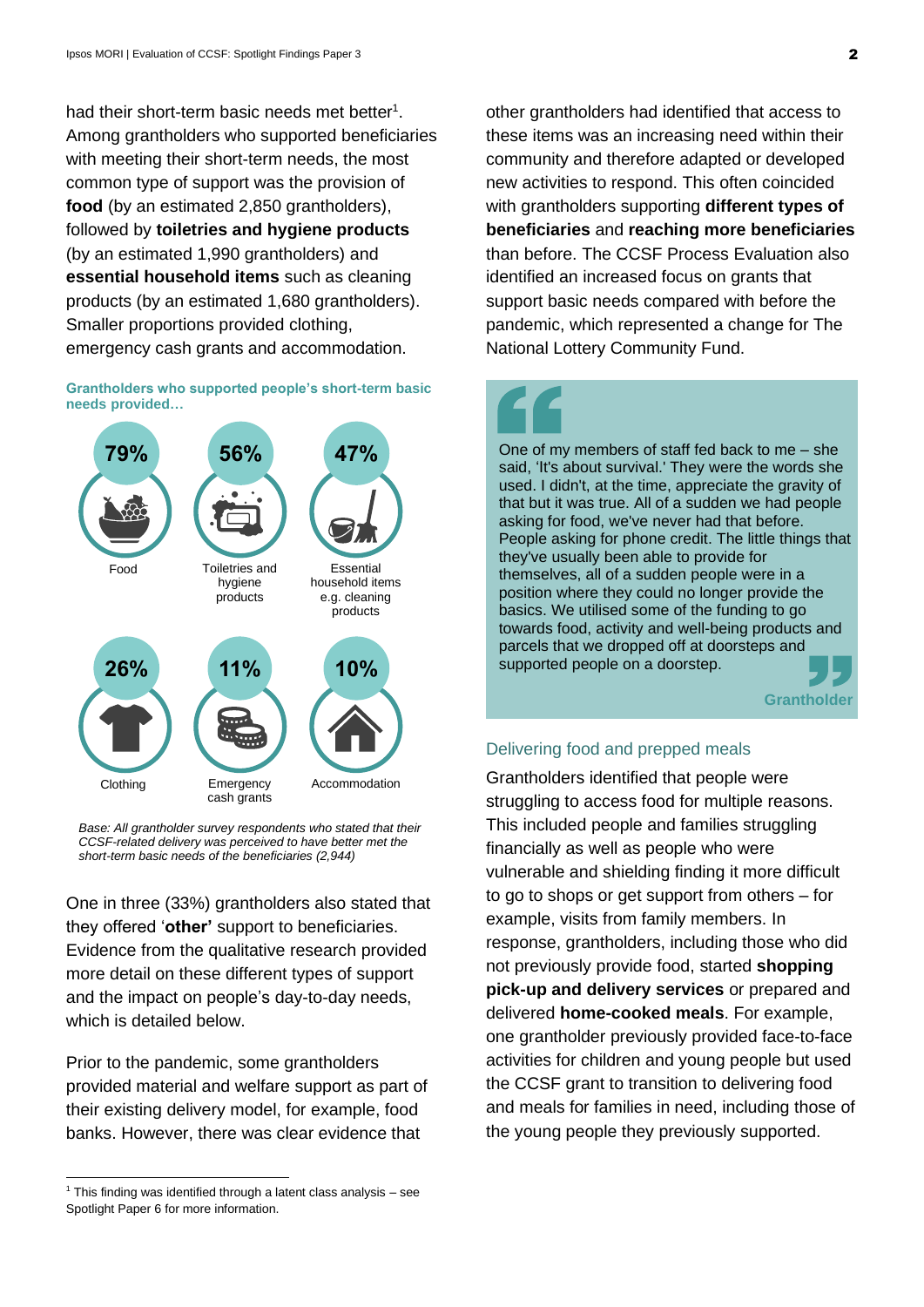had their short-term basic needs met better[1]. Among grantholders who supported beneficiaries with meeting their short-term needs, the most common type of support was the provision of **food** (by an estimated 2,850 grantholders), followed by **toiletries and hygiene products** (by an estimated 1,990 grantholders) and **essential household items** such as cleaning products (by an estimated 1,680 grantholders). Smaller proportions provided clothing, emergency cash grants and accommodation.

**Grantholders who supported people's short-term basic needs provided…**

| Support type | Percentage |
| --- | --- |
| Food | 79% |
| Toiletries and hygiene products | 56% |
| Essential household items e.g. cleaning products | 47% |
| Clothing | 26% |
| Emergency cash grants | 11% |
| Accommodation | 10% |

*Base: All grantholder survey respondents who stated that their CCSF-related delivery was perceived to have better met the short-term basic needs of the beneficiaries (2,944)*

One in three (33%) grantholders also stated that they offered '**other'** support to beneficiaries. Evidence from the qualitative research provided more detail on these different types of support and the impact on people's day-to-day needs, which is detailed below.

Prior to the pandemic, some grantholders provided material and welfare support as part of their existing delivery model, for example, food banks. However, there was clear evidence that other grantholders had identified that access to these items was an increasing need within their community and therefore adapted or developed new activities to respond. This often coincided with grantholders supporting **different types of beneficiaries** and **reaching more beneficiaries** than before. The CCSF Process Evaluation also identified an increased focus on grants that support basic needs compared with before the pandemic, which represented a change for The National Lottery Community Fund.

> One of my members of staff fed back to me – she said, 'It's about survival.' They were the words she used. I didn't, at the time, appreciate the gravity of that but it was true. All of a sudden we had people asking for food, we've never had that before. People asking for phone credit. The little things that they've usually been able to provide for themselves, all of a sudden people were in a position where they could no longer provide the basics. We utilised some of the funding to go towards food, activity and well-being products and parcels that we dropped off at doorsteps and supported people on a doorstep.
>
> **Grantholder**

### Delivering food and prepped meals

Grantholders identified that people were struggling to access food for multiple reasons. This included people and families struggling financially as well as people who were vulnerable and shielding finding it more difficult to go to shops or get support from others – for example, visits from family members. In response, grantholders, including those who did not previously provide food, started **shopping pick-up and delivery services** or prepared and delivered **home-cooked meals**. For example, one grantholder previously provided face-to-face activities for children and young people but used the CCSF grant to transition to delivering food and meals for families in need, including those of the young people they previously supported.

[1] This finding was identified through a latent class analysis – see Spotlight Paper 6 for more information.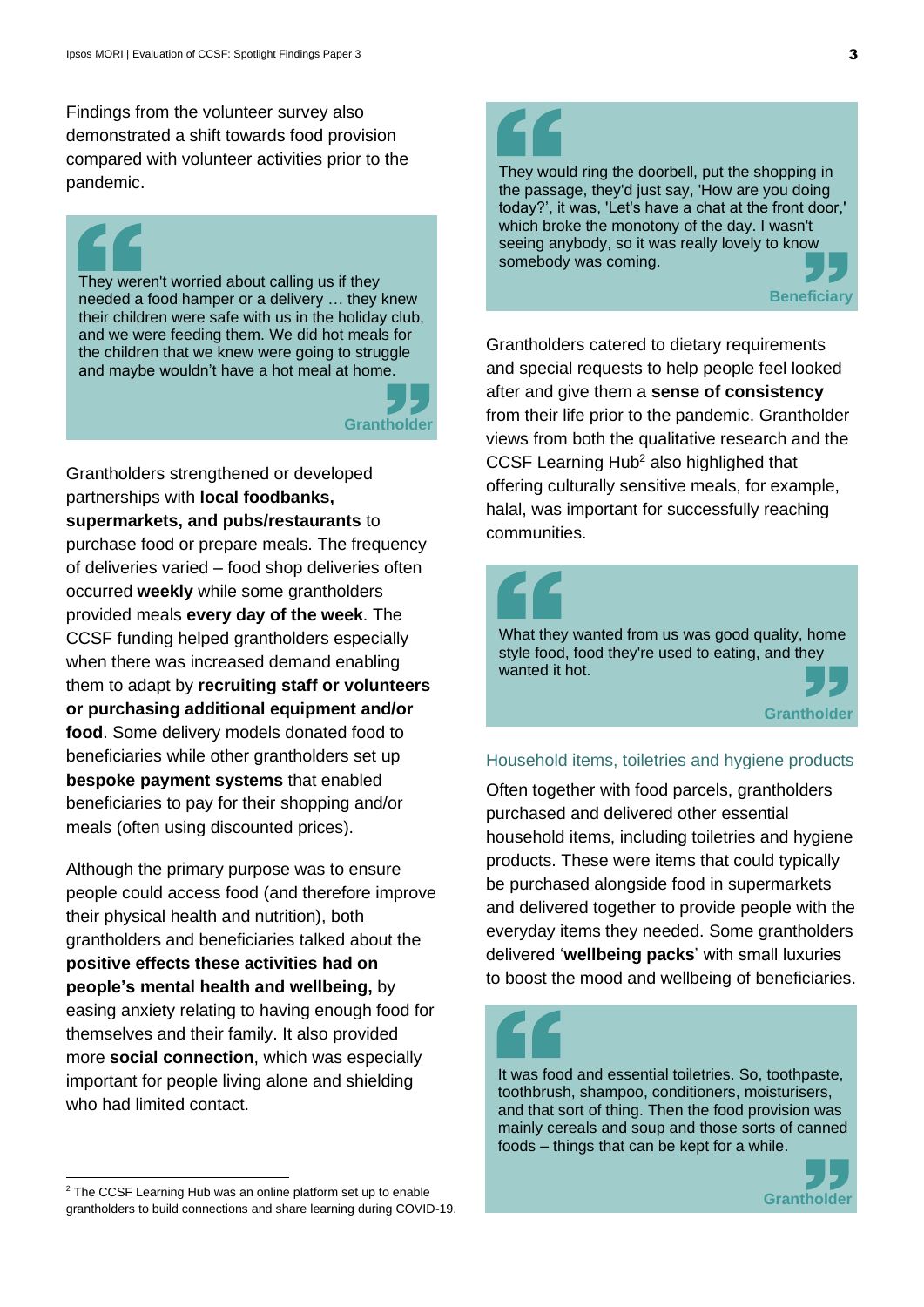Findings from the volunteer survey also demonstrated a shift towards food provision compared with volunteer activities prior to the pandemic.

> They weren't worried about calling us if they needed a food hamper or a delivery … they knew their children were safe with us in the holiday club, and we were feeding them. We did hot meals for the children that we knew were going to struggle and maybe wouldn't have a hot meal at home.
>
> **Grantholder**

Grantholders strengthened or developed partnerships with **local foodbanks, supermarkets, and pubs/restaurants** to purchase food or prepare meals. The frequency of deliveries varied – food shop deliveries often occurred **weekly** while some grantholders provided meals **every day of the week**. The CCSF funding helped grantholders especially when there was increased demand enabling them to adapt by **recruiting staff or volunteers or purchasing additional equipment and/or food**. Some delivery models donated food to beneficiaries while other grantholders set up **bespoke payment systems** that enabled beneficiaries to pay for their shopping and/or meals (often using discounted prices).

Although the primary purpose was to ensure people could access food (and therefore improve their physical health and nutrition), both grantholders and beneficiaries talked about the **positive effects these activities had on people's mental health and wellbeing,** by easing anxiety relating to having enough food for themselves and their family. It also provided more **social connection**, which was especially important for people living alone and shielding who had limited contact.

> They would ring the doorbell, put the shopping in the passage, they'd just say, 'How are you doing today?', it was, 'Let's have a chat at the front door,' which broke the monotony of the day. I wasn't seeing anybody, so it was really lovely to know somebody was coming.
>
> **Beneficiary**

Grantholders catered to dietary requirements and special requests to help people feel looked after and give them a **sense of consistency** from their life prior to the pandemic. Grantholder views from both the qualitative research and the CCSF Learning Hub[2] also highlighed that offering culturally sensitive meals, for example, halal, was important for successfully reaching communities.

> What they wanted from us was good quality, home style food, food they're used to eating, and they wanted it hot.
>
> **Grantholder**

### Household items, toiletries and hygiene products

Often together with food parcels, grantholders purchased and delivered other essential household items, including toiletries and hygiene products. These were items that could typically be purchased alongside food in supermarkets and delivered together to provide people with the everyday items they needed. Some grantholders delivered '**wellbeing packs**' with small luxuries to boost the mood and wellbeing of beneficiaries.

> It was food and essential toiletries. So, toothpaste, toothbrush, shampoo, conditioners, moisturisers, and that sort of thing. Then the food provision was mainly cereals and soup and those sorts of canned foods – things that can be kept for a while.
>
> **Grantholder**

[2] The CCSF Learning Hub was an online platform set up to enable grantholders to build connections and share learning during COVID-19.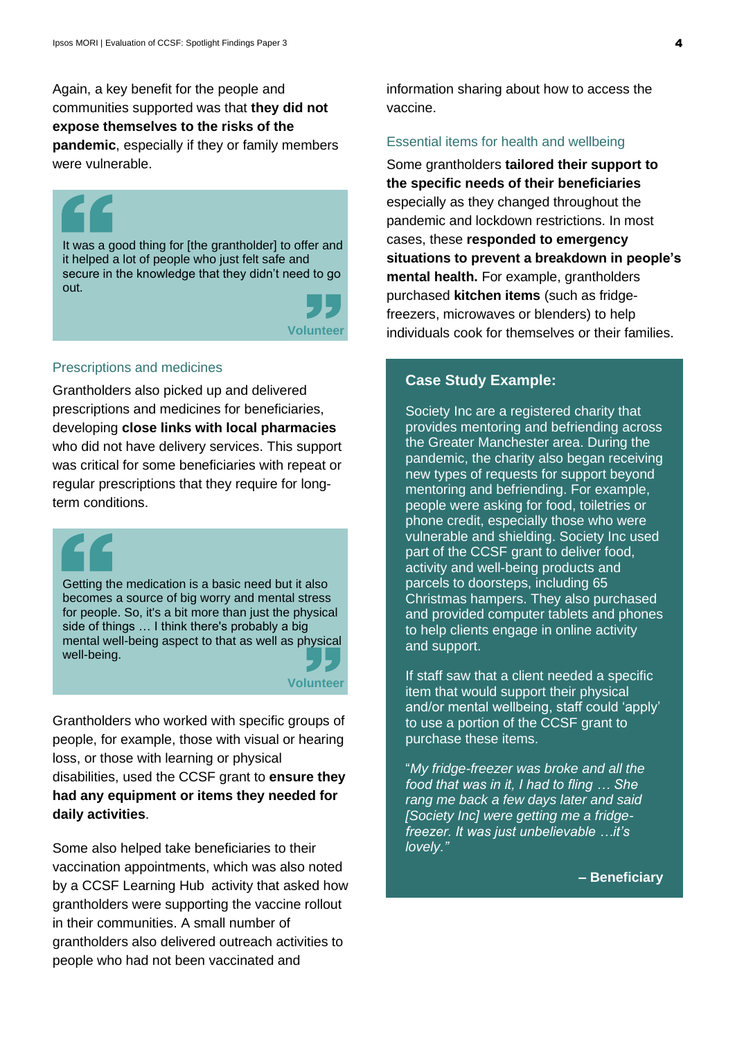Again, a key benefit for the people and communities supported was that **they did not expose themselves to the risks of the pandemic**, especially if they or family members were vulnerable.

> It was a good thing for [the grantholder] to offer and it helped a lot of people who just felt safe and secure in the knowledge that they didn't need to go out.
>
> **Volunteer**

### Prescriptions and medicines

Grantholders also picked up and delivered prescriptions and medicines for beneficiaries, developing **close links with local pharmacies** who did not have delivery services. This support was critical for some beneficiaries with repeat or regular prescriptions that they require for long-term conditions.

> Getting the medication is a basic need but it also becomes a source of big worry and mental stress for people. So, it's a bit more than just the physical side of things … I think there's probably a big mental well-being aspect to that as well as physical well-being.
>
> **Volunteer**

Grantholders who worked with specific groups of people, for example, those with visual or hearing loss, or those with learning or physical disabilities, used the CCSF grant to **ensure they had any equipment or items they needed for daily activities**.

Some also helped take beneficiaries to their vaccination appointments, which was also noted by a CCSF Learning Hub activity that asked how grantholders were supporting the vaccine rollout in their communities. A small number of grantholders also delivered outreach activities to people who had not been vaccinated and information sharing about how to access the vaccine.

### Essential items for health and wellbeing

Some grantholders **tailored their support to the specific needs of their beneficiaries** especially as they changed throughout the pandemic and lockdown restrictions. In most cases, these **responded to emergency situations to prevent a breakdown in people's mental health.** For example, grantholders purchased **kitchen items** (such as fridge-freezers, microwaves or blenders) to help individuals cook for themselves or their families.

**Case Study Example:**

Society Inc are a registered charity that provides mentoring and befriending across the Greater Manchester area. During the pandemic, the charity also began receiving new types of requests for support beyond mentoring and befriending. For example, people were asking for food, toiletries or phone credit, especially those who were vulnerable and shielding. Society Inc used part of the CCSF grant to deliver food, activity and well-being products and parcels to doorsteps, including 65 Christmas hampers. They also purchased and provided computer tablets and phones to help clients engage in online activity and support.

If staff saw that a client needed a specific item that would support their physical and/or mental wellbeing, staff could 'apply' to use a portion of the CCSF grant to purchase these items.

"*My fridge-freezer was broke and all the food that was in it, I had to fling … She rang me back a few days later and said [Society Inc] were getting me a fridge-freezer. It was just unbelievable …it's lovely.*"

**– Beneficiary**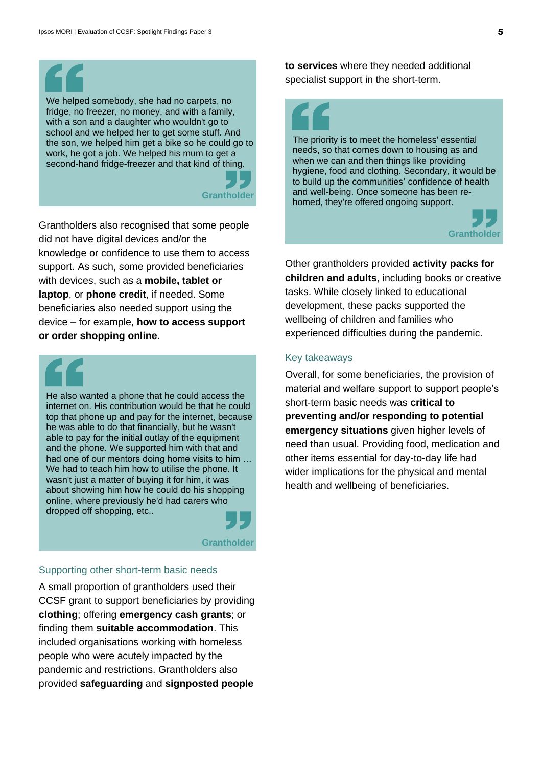> We helped somebody, she had no carpets, no fridge, no freezer, no money, and with a family, with a son and a daughter who wouldn't go to school and we helped her to get some stuff. And the son, we helped him get a bike so he could go to work, he got a job. We helped his mum to get a second-hand fridge-freezer and that kind of thing.
>
> **Grantholder**

Grantholders also recognised that some people did not have digital devices and/or the knowledge or confidence to use them to access support. As such, some provided beneficiaries with devices, such as a **mobile, tablet or laptop**, or **phone credit**, if needed. Some beneficiaries also needed support using the device – for example, **how to access support or order shopping online**.

> He also wanted a phone that he could access the internet on. His contribution would be that he could top that phone up and pay for the internet, because he was able to do that financially, but he wasn't able to pay for the initial outlay of the equipment and the phone. We supported him with that and had one of our mentors doing home visits to him … We had to teach him how to utilise the phone. It wasn't just a matter of buying it for him, it was about showing him how he could do his shopping online, where previously he'd had carers who dropped off shopping, etc..
>
> **Grantholder**

### Supporting other short-term basic needs

A small proportion of grantholders used their CCSF grant to support beneficiaries by providing **clothing**; offering **emergency cash grants**; or finding them **suitable accommodation**. This included organisations working with homeless people who were acutely impacted by the pandemic and restrictions. Grantholders also provided **safeguarding** and **signposted people to services** where they needed additional specialist support in the short-term.

> The priority is to meet the homeless' essential needs, so that comes down to housing as and when we can and then things like providing hygiene, food and clothing. Secondary, it would be to build up the communities' confidence of health and well-being. Once someone has been re-homed, they're offered ongoing support.
>
> **Grantholder**

Other grantholders provided **activity packs for children and adults**, including books or creative tasks. While closely linked to educational development, these packs supported the wellbeing of children and families who experienced difficulties during the pandemic.

### Key takeaways

Overall, for some beneficiaries, the provision of material and welfare support to support people's short-term basic needs was **critical to preventing and/or responding to potential emergency situations** given higher levels of need than usual. Providing food, medication and other items essential for day-to-day life had wider implications for the physical and mental health and wellbeing of beneficiaries.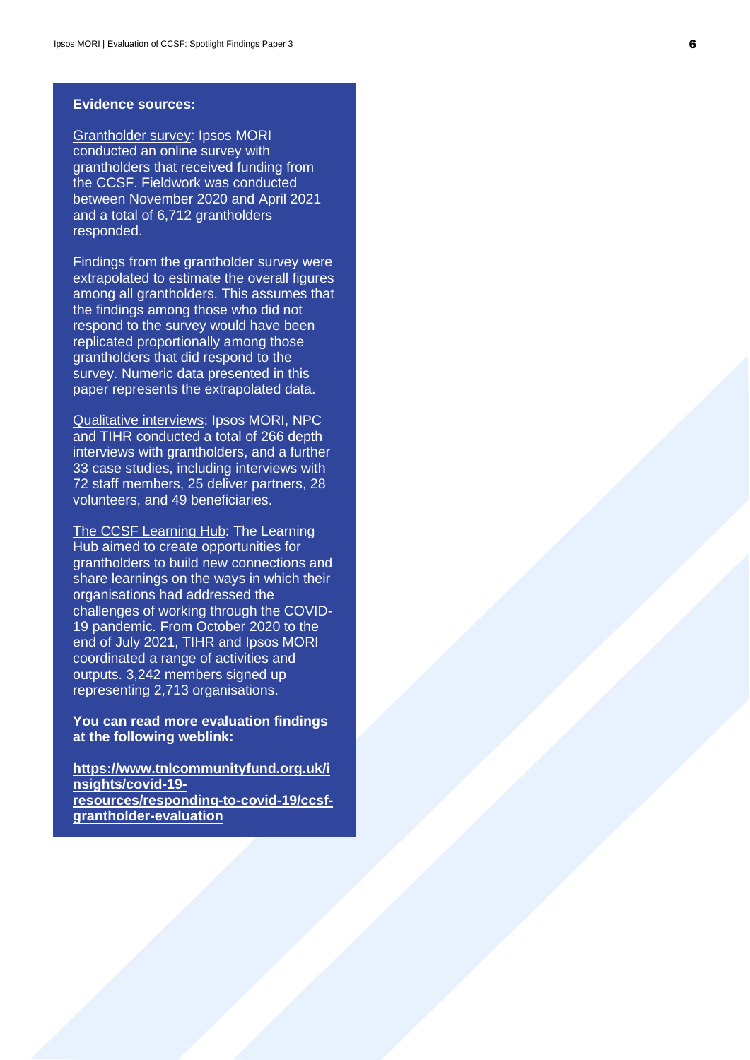**Evidence sources:**

Grantholder survey: Ipsos MORI conducted an online survey with grantholders that received funding from the CCSF. Fieldwork was conducted between November 2020 and April 2021 and a total of 6,712 grantholders responded.

Findings from the grantholder survey were extrapolated to estimate the overall figures among all grantholders. This assumes that the findings among those who did not respond to the survey would have been replicated proportionally among those grantholders that did respond to the survey. Numeric data presented in this paper represents the extrapolated data.

Qualitative interviews: Ipsos MORI, NPC and TIHR conducted a total of 266 depth interviews with grantholders, and a further 33 case studies, including interviews with 72 staff members, 25 deliver partners, 28 volunteers, and 49 beneficiaries.

The CCSF Learning Hub: The Learning Hub aimed to create opportunities for grantholders to build new connections and share learnings on the ways in which their organisations had addressed the challenges of working through the COVID-19 pandemic. From October 2020 to the end of July 2021, TIHR and Ipsos MORI coordinated a range of activities and outputs. 3,242 members signed up representing 2,713 organisations.

**You can read more evaluation findings at the following weblink:**

**https://www.tnlcommunityfund.org.uk/insights/covid-19-resources/responding-to-covid-19/ccsf-grantholder-evaluation**